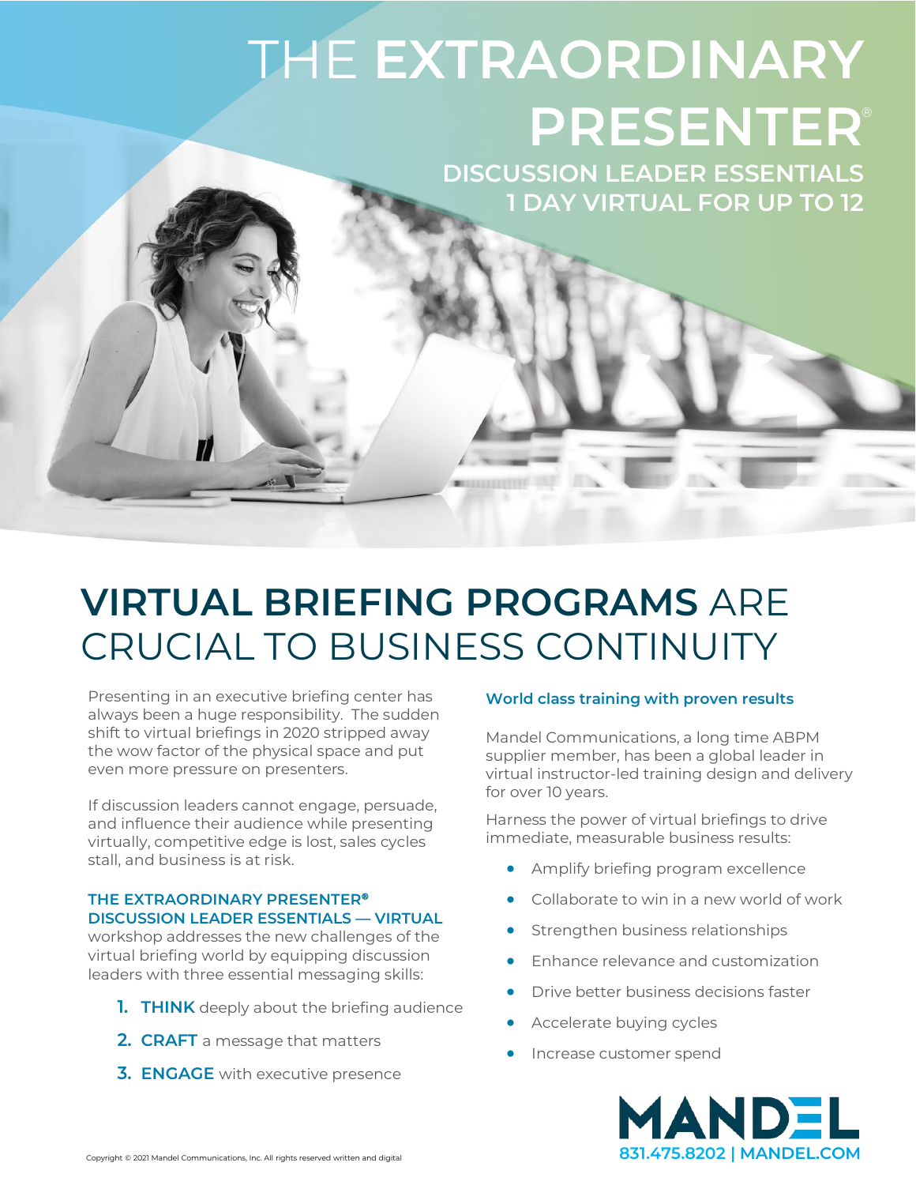# THE **EXTRAORDINARY PRESENTER**®

## DISCUSSION LEADER ESSENTIALS
## 1 DAY VIRTUAL FOR UP TO 12

# **VIRTUAL BRIEFING PROGRAMS** ARE CRUCIAL TO BUSINESS CONTINUITY

Presenting in an executive briefing center has always been a huge responsibility. The sudden shift to virtual briefings in 2020 stripped away the wow factor of the physical space and put even more pressure on presenters.

If discussion leaders cannot engage, persuade, and influence their audience while presenting virtually, competitive edge is lost, sales cycles stall, and business is at risk.

**THE EXTRAORDINARY PRESENTER® DISCUSSION LEADER ESSENTIALS — VIRTUAL** workshop addresses the new challenges of the virtual briefing world by equipping discussion leaders with three essential messaging skills:

1. **THINK** deeply about the briefing audience
2. **CRAFT** a message that matters
3. **ENGAGE** with executive presence

### World class training with proven results

Mandel Communications, a long time ABPM supplier member, has been a global leader in virtual instructor-led training design and delivery for over 10 years.

Harness the power of virtual briefings to drive immediate, measurable business results:

- Amplify briefing program excellence
- Collaborate to win in a new world of work
- Strengthen business relationships
- Enhance relevance and customization
- Drive better business decisions faster
- Accelerate buying cycles
- Increase customer spend

**MANDEL**
831.475.8202 | MANDEL.COM

Copyright © 2021 Mandel Communications, Inc. All rights reserved written and digital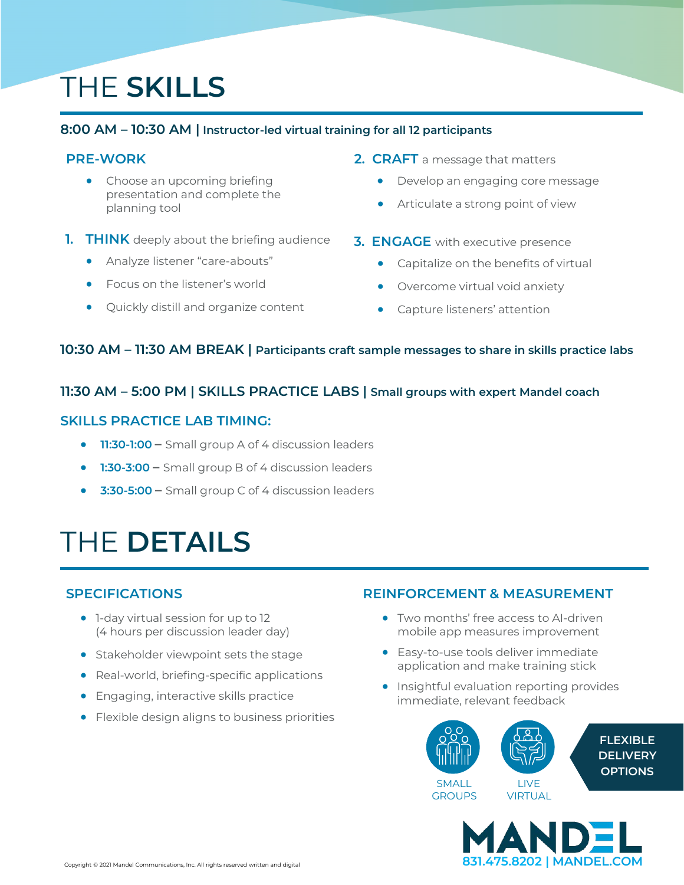# THE **SKILLS**

**8:00 AM – 10:30 AM | Instructor-led virtual training for all 12 participants**

### PRE-WORK

- Choose an upcoming briefing presentation and complete the planning tool

### 1. THINK deeply about the briefing audience

- Analyze listener "care-abouts"
- Focus on the listener's world
- Quickly distill and organize content

### 2. CRAFT a message that matters

- Develop an engaging core message
- Articulate a strong point of view

### 3. ENGAGE with executive presence

- Capitalize on the benefits of virtual
- Overcome virtual void anxiety
- Capture listeners' attention

**10:30 AM – 11:30 AM BREAK | Participants craft sample messages to share in skills practice labs**

**11:30 AM – 5:00 PM | SKILLS PRACTICE LABS | Small groups with expert Mandel coach**

### SKILLS PRACTICE LAB TIMING:

- **11:30-1:00 –** Small group A of 4 discussion leaders
- **1:30-3:00 –** Small group B of 4 discussion leaders
- **3:30-5:00 –** Small group C of 4 discussion leaders

# THE **DETAILS**

### SPECIFICATIONS

- 1-day virtual session for up to 12 (4 hours per discussion leader day)
- Stakeholder viewpoint sets the stage
- Real-world, briefing-specific applications
- Engaging, interactive skills practice
- Flexible design aligns to business priorities

### REINFORCEMENT & MEASUREMENT

- Two months' free access to AI-driven mobile app measures improvement
- Easy-to-use tools deliver immediate application and make training stick
- Insightful evaluation reporting provides immediate, relevant feedback

SMALL GROUPS

LIVE VIRTUAL

**FLEXIBLE DELIVERY OPTIONS**

MANDEL

831.475.8202 | MANDEL.COM

Copyright © 2021 Mandel Communications, Inc. All rights reserved written and digital